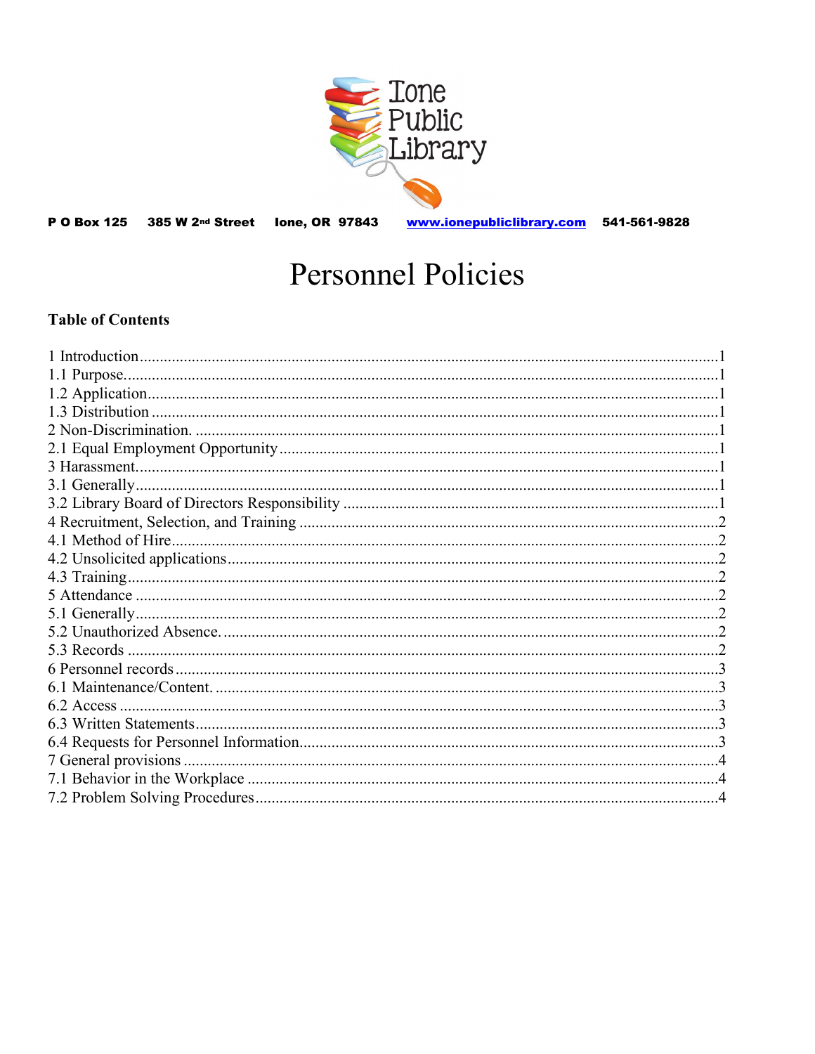Ione Public Library

P O Box 125    385 W 2nd Street    Ione, OR 97843    www.ionepubliclibrary.com    541-561-9828

# Personnel Policies

**Table of Contents**

1 Introduction.....1
1.1 Purpose.....1
1.2 Application.....1
1.3 Distribution.....1
2 Non-Discrimination.....1
2.1 Equal Employment Opportunity.....1
3 Harassment.....1
3.1 Generally.....1
3.2 Library Board of Directors Responsibility.....1
4 Recruitment, Selection, and Training.....2
4.1 Method of Hire.....2
4.2 Unsolicited applications.....2
4.3 Training.....2
5 Attendance.....2
5.1 Generally.....2
5.2 Unauthorized Absence.....2
5.3 Records.....2
6 Personnel records.....3
6.1 Maintenance/Content.....3
6.2 Access.....3
6.3 Written Statements.....3
6.4 Requests for Personnel Information.....3
7 General provisions.....4
7.1 Behavior in the Workplace.....4
7.2 Problem Solving Procedures.....4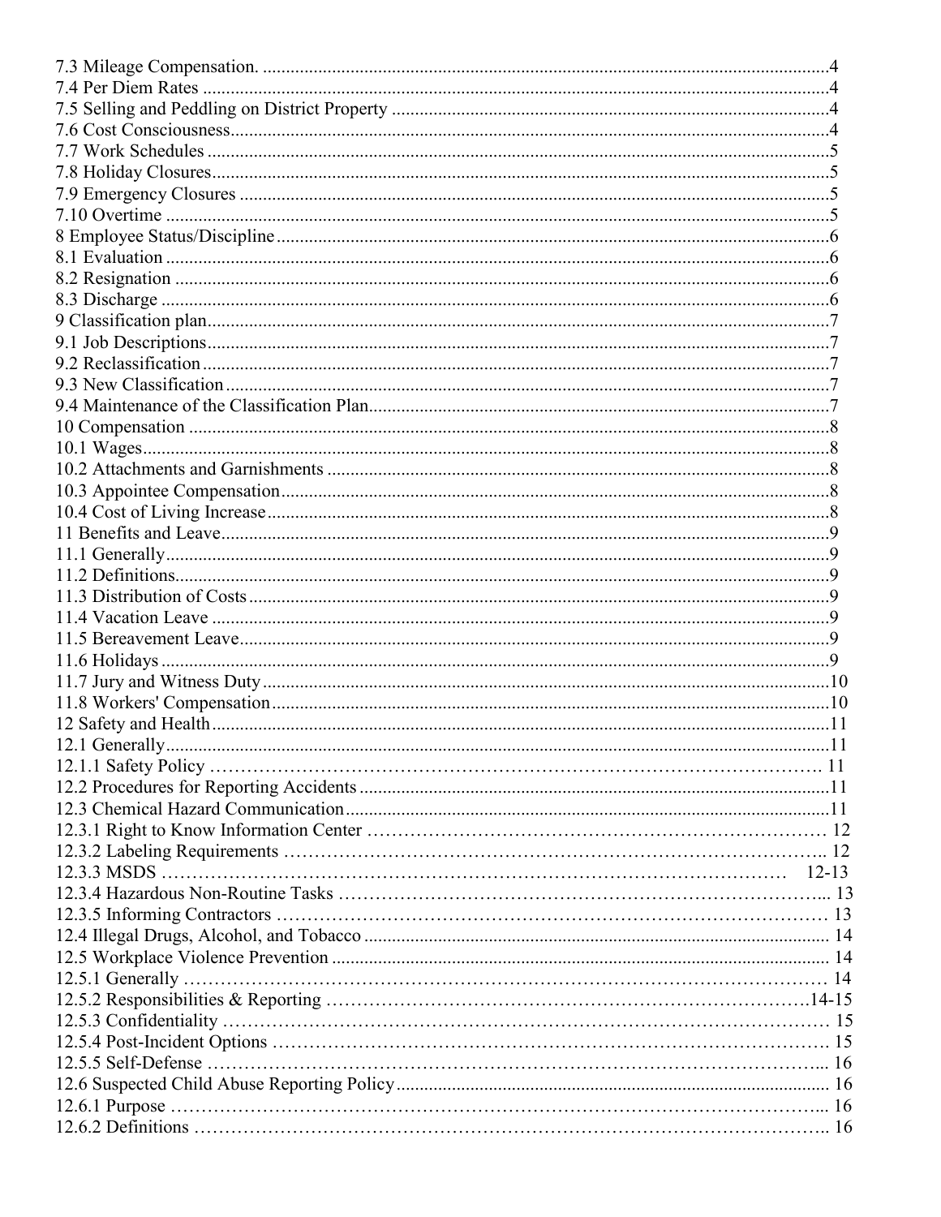7.3 Mileage Compensation. ....................................................................................................................4
7.4 Per Diem Rates ................................................................................................................................4
7.5 Selling and Peddling on District Property .......................................................................................4
7.6 Cost Consciousness...........................................................................................................................4
7.7 Work Schedules ...............................................................................................................................5
7.8 Holiday Closures..............................................................................................................................5
7.9 Emergency Closures .........................................................................................................................5
7.10 Overtime .........................................................................................................................................5
8 Employee Status/Discipline .................................................................................................................6
8.1 Evaluation .........................................................................................................................................6
8.2 Resignation .......................................................................................................................................6
8.3 Discharge ..........................................................................................................................................6
9 Classification plan................................................................................................................................7
9.1 Job Descriptions................................................................................................................................7
9.2 Reclassification ................................................................................................................................7
9.3 New Classification ............................................................................................................................7
9.4 Maintenance of the Classification Plan.............................................................................................7
10 Compensation .....................................................................................................................................8
10.1 Wages..............................................................................................................................................8
10.2 Attachments and Garnishments .......................................................................................................8
10.3 Appointee Compensation................................................................................................................8
10.4 Cost of Living Increase ...................................................................................................................8
11 Benefits and Leave..............................................................................................................................9
11.1 Generally.........................................................................................................................................9
11.2 Definitions.......................................................................................................................................9
11.3 Distribution of Costs .......................................................................................................................9
11.4 Vacation Leave ...............................................................................................................................9
11.5 Bereavement Leave.........................................................................................................................9
11.6 Holidays ..........................................................................................................................................9
11.7 Jury and Witness Duty ...................................................................................................................10
11.8 Workers' Compensation.................................................................................................................10
12 Safety and Health ...............................................................................................................................11
12.1 Generally........................................................................................................................................11
12.1.1 Safety Policy ……………………………………………………………………………………. 11
12.2 Procedures for Reporting Accidents ...............................................................................................11
12.3 Chemical Hazard Communication ..................................................................................................11
12.3.1 Right to Know Information Center ……………………………………………………………… 12
12.3.2 Labeling Requirements …………………………………………………………………………….. 12
12.3.3 MSDS ………………………………………………………………………………………… 12-13
12.3.4 Hazardous Non-Routine Tasks ……………………………………………………………………... 13
12.3.5 Informing Contractors …………………………………………………………………………… 13
12.4 Illegal Drugs, Alcohol, and Tobacco ............................................................................................... 14
12.5 Workplace Violence Prevention ..................................................................................................... 14
12.5.1 Generally ………………………………………………………………………………………… 14
12.5.2 Responsibilities & Reporting ……………………………………………………………………….14-15
12.5.3 Confidentiality …………………………………………………………………………………… 15
12.5.4 Post-Incident Options ……………………………………………………………………………. 15
12.5.5 Self-Defense ……………………………………………………………………………………... 16
12.6 Suspected Child Abuse Reporting Policy........................................................................................ 16
12.6.1 Purpose ………………………………………………………………………………………... 16
12.6.2 Definitions ……………………………………………………………………………………….. 16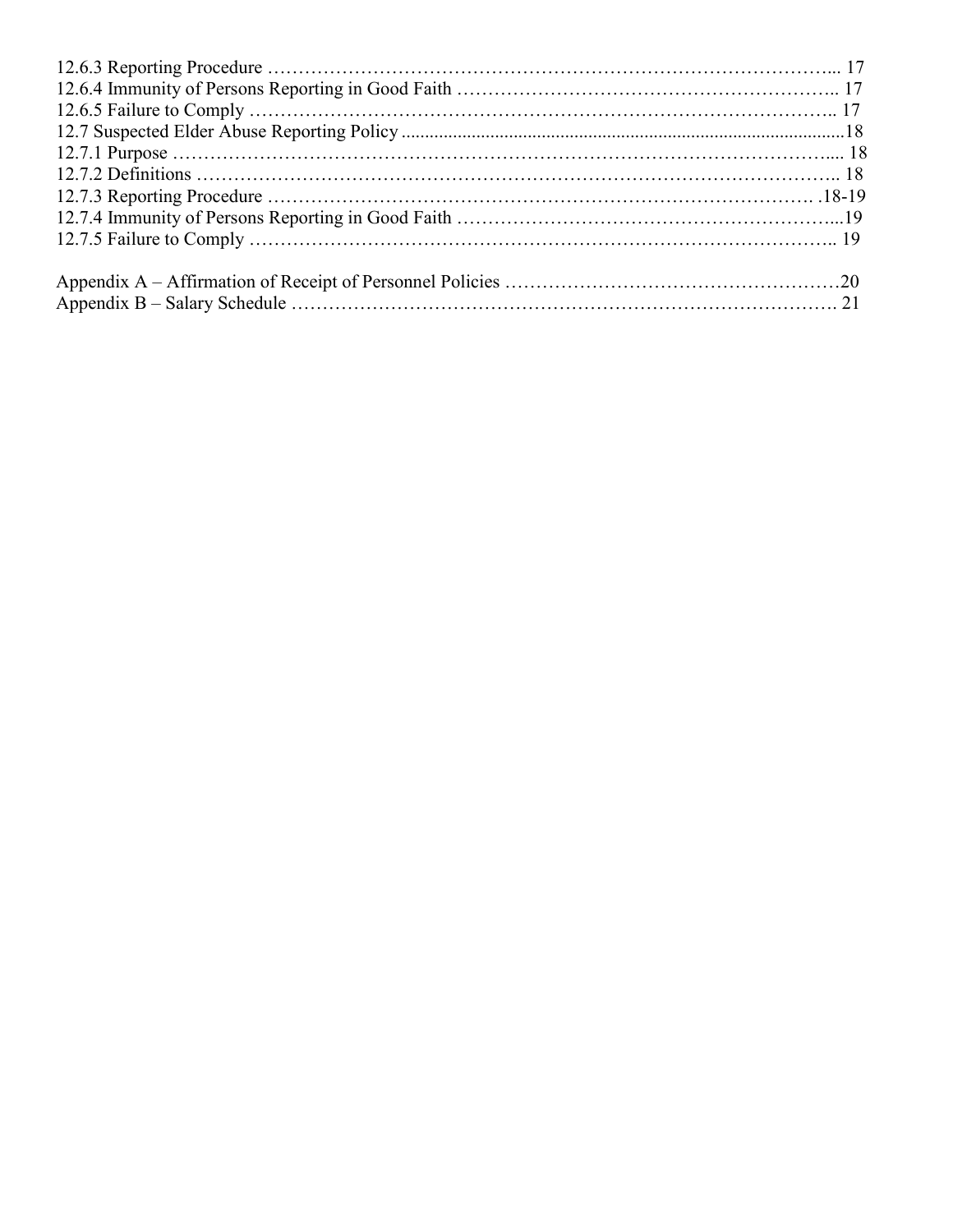12.6.3 Reporting Procedure ………………………………………………………………………………... 17
12.6.4 Immunity of Persons Reporting in Good Faith ……………………………………………………….. 17
12.6.5 Failure to Comply ………………………………………………………………………………….. 17
12.7 Suspected Elder Abuse Reporting Policy ................................................................................................18
12.7.1 Purpose …………………………………………………………………………………………..... 18
12.7.2 Definitions ………………………………………………………………………………………….. 18
12.7.3 Reporting Procedure …………………………………………………………………………. .18-19
12.7.4 Immunity of Persons Reporting in Good Faith ……………………………………………………...19
12.7.5 Failure to Comply ………………………………………………………………………………….. 19

Appendix A – Affirmation of Receipt of Personnel Policies ………………………………………………20
Appendix B – Salary Schedule …………………………………………………………………………. 21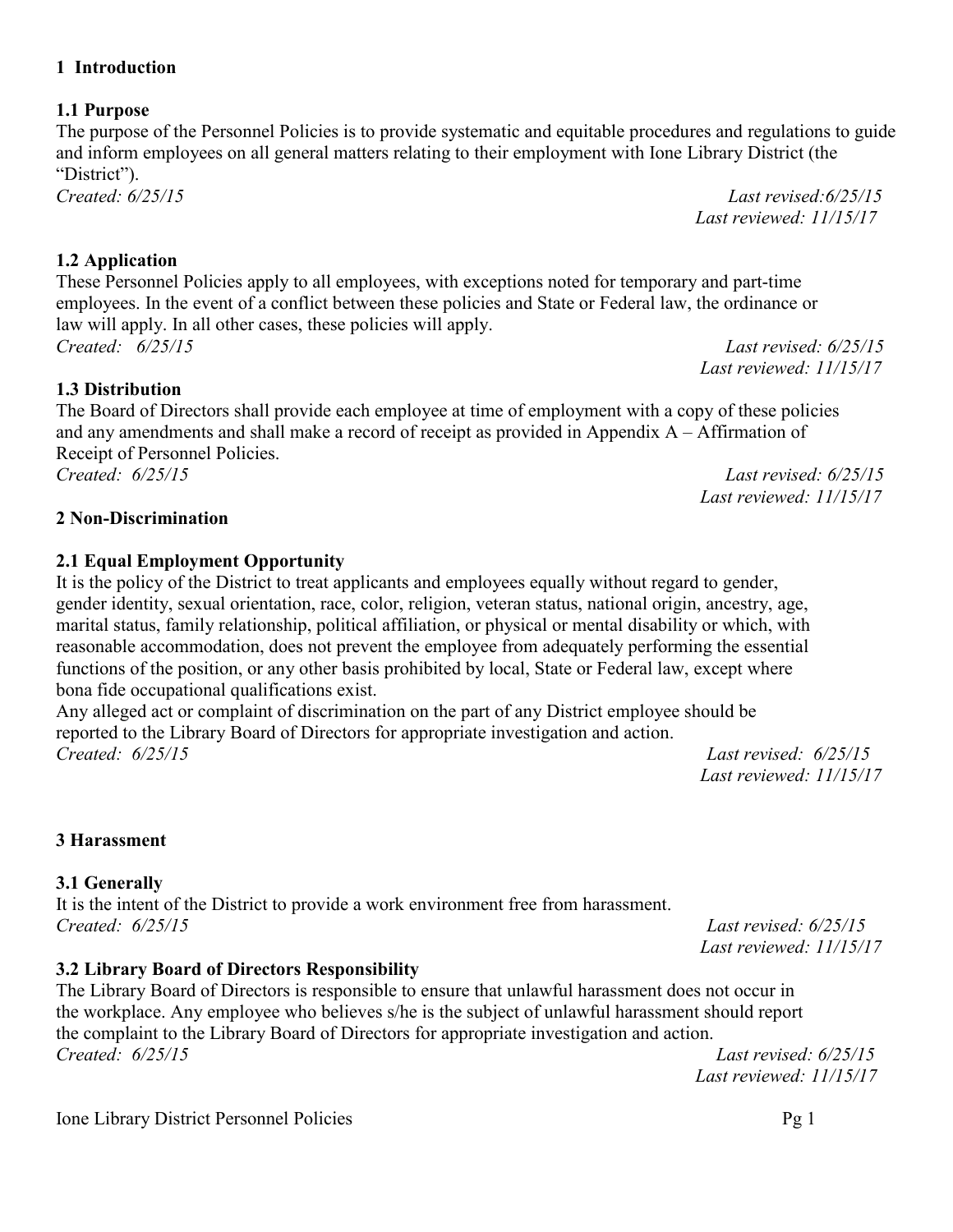# 1 Introduction

## 1.1 Purpose

The purpose of the Personnel Policies is to provide systematic and equitable procedures and regulations to guide and inform employees on all general matters relating to their employment with Ione Library District (the "District").

*Created: 6/25/15* *Last revised:6/25/15*
*Last reviewed: 11/15/17*

## 1.2 Application

These Personnel Policies apply to all employees, with exceptions noted for temporary and part-time employees. In the event of a conflict between these policies and State or Federal law, the ordinance or law will apply. In all other cases, these policies will apply.

*Created: 6/25/15* *Last revised: 6/25/15*
*Last reviewed: 11/15/17*

## 1.3 Distribution

The Board of Directors shall provide each employee at time of employment with a copy of these policies and any amendments and shall make a record of receipt as provided in Appendix A – Affirmation of Receipt of Personnel Policies.

*Created: 6/25/15* *Last revised: 6/25/15*
*Last reviewed: 11/15/17*

# 2 Non-Discrimination

## 2.1 Equal Employment Opportunity

It is the policy of the District to treat applicants and employees equally without regard to gender, gender identity, sexual orientation, race, color, religion, veteran status, national origin, ancestry, age, marital status, family relationship, political affiliation, or physical or mental disability or which, with reasonable accommodation, does not prevent the employee from adequately performing the essential functions of the position, or any other basis prohibited by local, State or Federal law, except where bona fide occupational qualifications exist.

Any alleged act or complaint of discrimination on the part of any District employee should be reported to the Library Board of Directors for appropriate investigation and action.

*Created: 6/25/15* *Last revised: 6/25/15*
*Last reviewed: 11/15/17*

# 3 Harassment

## 3.1 Generally

It is the intent of the District to provide a work environment free from harassment.

*Created: 6/25/15* *Last revised: 6/25/15*
*Last reviewed: 11/15/17*

## 3.2 Library Board of Directors Responsibility

The Library Board of Directors is responsible to ensure that unlawful harassment does not occur in the workplace. Any employee who believes s/he is the subject of unlawful harassment should report the complaint to the Library Board of Directors for appropriate investigation and action.

*Created: 6/25/15* *Last revised: 6/25/15*
*Last reviewed: 11/15/17*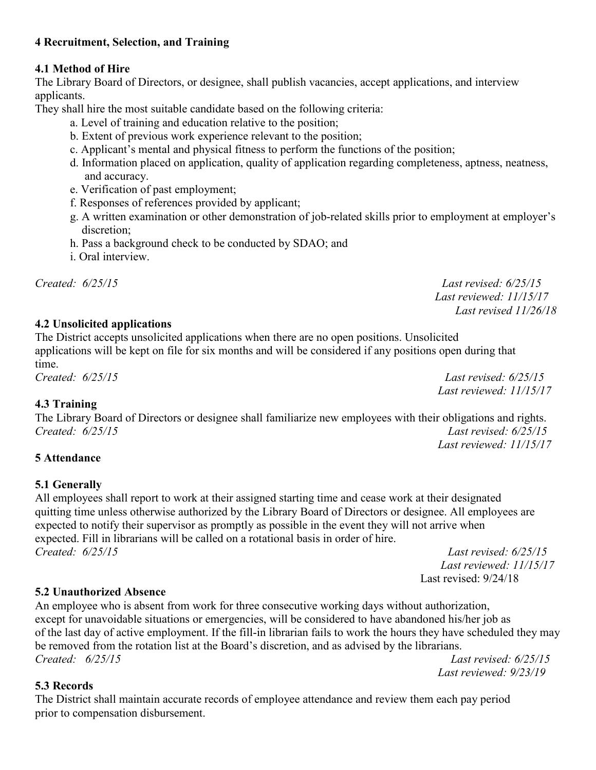## 4 Recruitment, Selection, and Training

### 4.1 Method of Hire

The Library Board of Directors, or designee, shall publish vacancies, accept applications, and interview applicants.

They shall hire the most suitable candidate based on the following criteria:

a. Level of training and education relative to the position;
b. Extent of previous work experience relevant to the position;
c. Applicant's mental and physical fitness to perform the functions of the position;
d. Information placed on application, quality of application regarding completeness, aptness, neatness, and accuracy.
e. Verification of past employment;
f. Responses of references provided by applicant;
g. A written examination or other demonstration of job-related skills prior to employment at employer's discretion;
h. Pass a background check to be conducted by SDAO; and
i. Oral interview.

*Created: 6/25/15* *Last revised: 6/25/15*
*Last reviewed: 11/15/17*
*Last revised 11/26/18*

### 4.2 Unsolicited applications

The District accepts unsolicited applications when there are no open positions. Unsolicited applications will be kept on file for six months and will be considered if any positions open during that time.

*Created: 6/25/15* *Last revised: 6/25/15*
*Last reviewed: 11/15/17*

### 4.3 Training

The Library Board of Directors or designee shall familiarize new employees with their obligations and rights.

*Created: 6/25/15* *Last revised: 6/25/15*
*Last reviewed: 11/15/17*

## 5 Attendance

### 5.1 Generally

All employees shall report to work at their assigned starting time and cease work at their designated quitting time unless otherwise authorized by the Library Board of Directors or designee. All employees are expected to notify their supervisor as promptly as possible in the event they will not arrive when expected. Fill in librarians will be called on a rotational basis in order of hire.

*Created: 6/25/15* *Last revised: 6/25/15*
*Last reviewed: 11/15/17*
Last revised: 9/24/18

### 5.2 Unauthorized Absence

An employee who is absent from work for three consecutive working days without authorization, except for unavoidable situations or emergencies, will be considered to have abandoned his/her job as of the last day of active employment. If the fill-in librarian fails to work the hours they have scheduled they may be removed from the rotation list at the Board's discretion, and as advised by the librarians.

*Created: 6/25/15* *Last revised: 6/25/15*
*Last reviewed: 9/23/19*

### 5.3 Records

The District shall maintain accurate records of employee attendance and review them each pay period prior to compensation disbursement.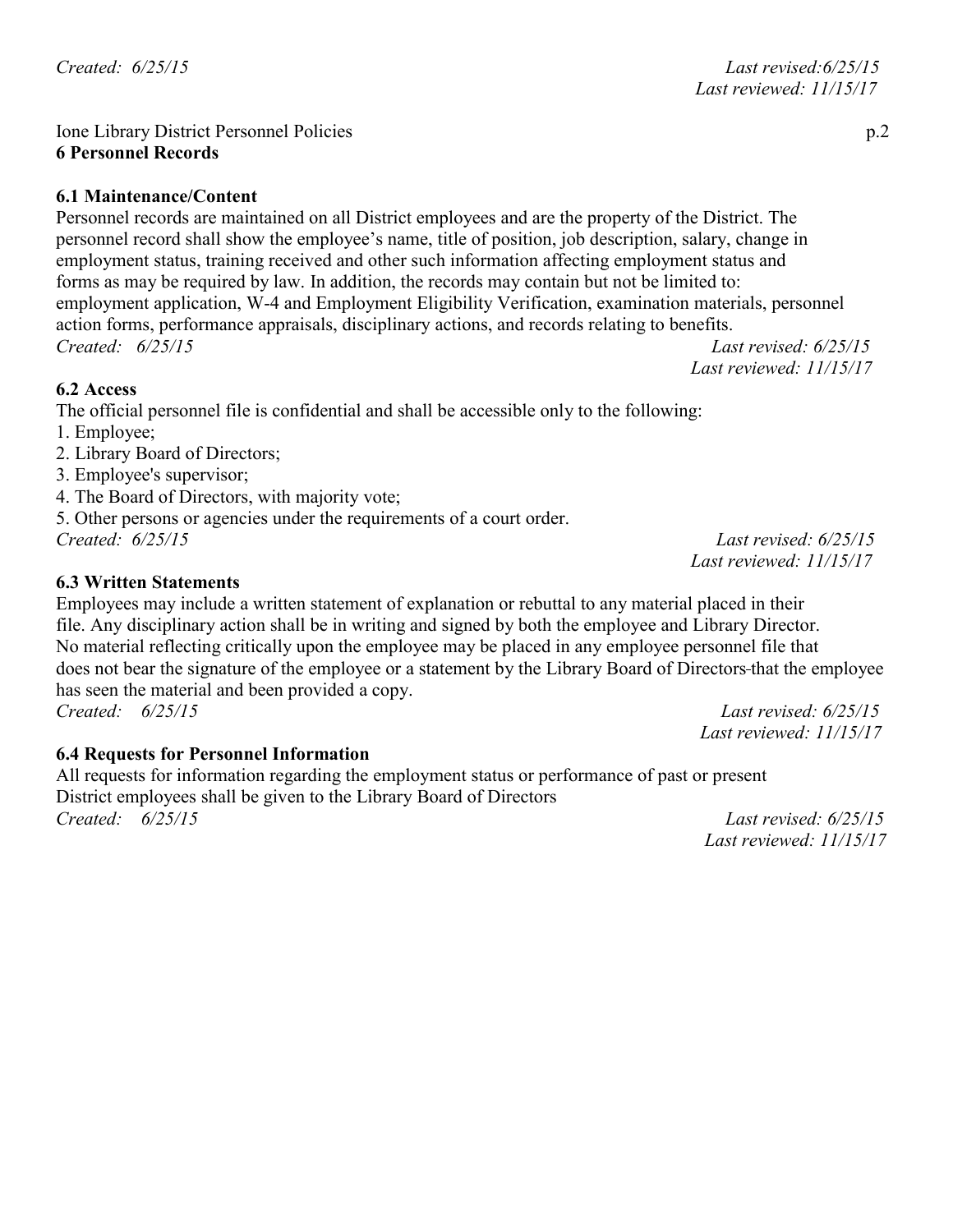*Created: 6/25/15* *Last revised:6/25/15*
*Last reviewed: 11/15/17*

Ione Library District Personnel Policies

## 6 Personnel Records

### 6.1 Maintenance/Content

Personnel records are maintained on all District employees and are the property of the District. The personnel record shall show the employee's name, title of position, job description, salary, change in employment status, training received and other such information affecting employment status and forms as may be required by law. In addition, the records may contain but not be limited to: employment application, W-4 and Employment Eligibility Verification, examination materials, personnel action forms, performance appraisals, disciplinary actions, and records relating to benefits.

*Created: 6/25/15* *Last revised: 6/25/15*
*Last reviewed: 11/15/17*

### 6.2 Access

The official personnel file is confidential and shall be accessible only to the following:

1. Employee;
2. Library Board of Directors;
3. Employee's supervisor;
4. The Board of Directors, with majority vote;
5. Other persons or agencies under the requirements of a court order.

*Created: 6/25/15* *Last revised: 6/25/15*
*Last reviewed: 11/15/17*

### 6.3 Written Statements

Employees may include a written statement of explanation or rebuttal to any material placed in their file. Any disciplinary action shall be in writing and signed by both the employee and Library Director. No material reflecting critically upon the employee may be placed in any employee personnel file that does not bear the signature of the employee or a statement by the Library Board of Directors that the employee has seen the material and been provided a copy.

*Created: 6/25/15* *Last revised: 6/25/15*
*Last reviewed: 11/15/17*

### 6.4 Requests for Personnel Information

All requests for information regarding the employment status or performance of past or present District employees shall be given to the Library Board of Directors

*Created: 6/25/15* *Last revised: 6/25/15*
*Last reviewed: 11/15/17*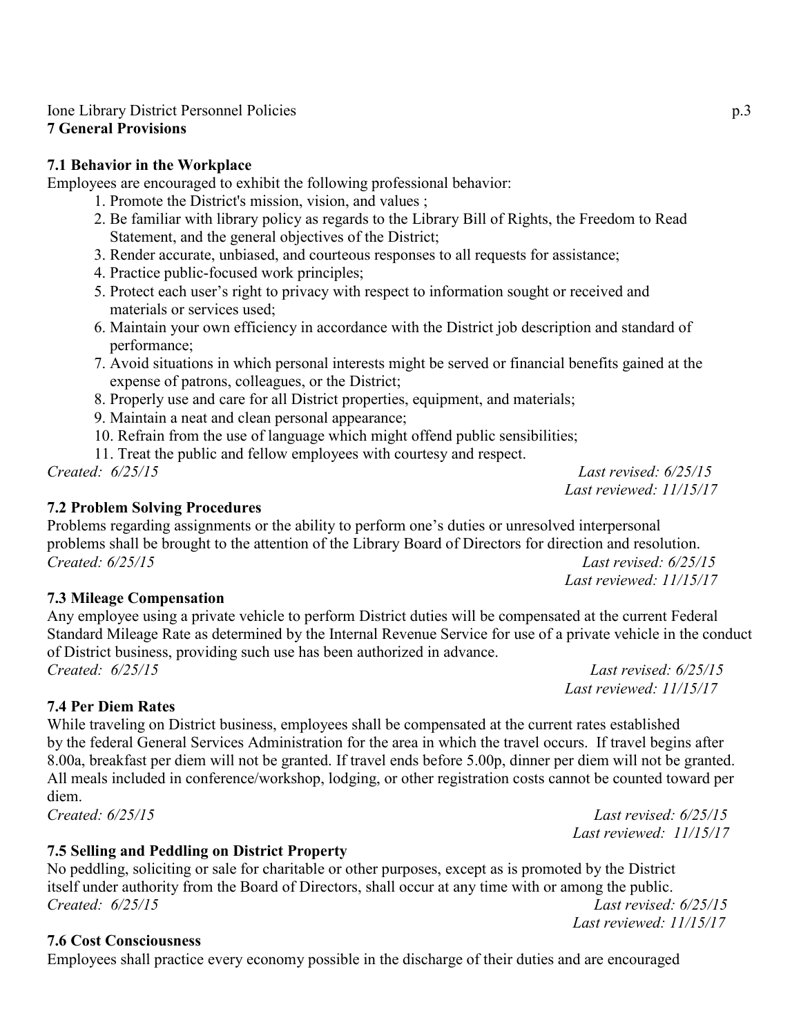## 7 General Provisions

### 7.1 Behavior in the Workplace

Employees are encouraged to exhibit the following professional behavior:

1. Promote the District's mission, vision, and values ;
2. Be familiar with library policy as regards to the Library Bill of Rights, the Freedom to Read Statement, and the general objectives of the District;
3. Render accurate, unbiased, and courteous responses to all requests for assistance;
4. Practice public-focused work principles;
5. Protect each user's right to privacy with respect to information sought or received and materials or services used;
6. Maintain your own efficiency in accordance with the District job description and standard of performance;
7. Avoid situations in which personal interests might be served or financial benefits gained at the expense of patrons, colleagues, or the District;
8. Properly use and care for all District properties, equipment, and materials;
9. Maintain a neat and clean personal appearance;
10. Refrain from the use of language which might offend public sensibilities;
11. Treat the public and fellow employees with courtesy and respect.

*Created: 6/25/15* *Last revised: 6/25/15*
*Last reviewed: 11/15/17*

### 7.2 Problem Solving Procedures

Problems regarding assignments or the ability to perform one's duties or unresolved interpersonal problems shall be brought to the attention of the Library Board of Directors for direction and resolution.

*Created: 6/25/15* *Last revised: 6/25/15*
*Last reviewed: 11/15/17*

### 7.3 Mileage Compensation

Any employee using a private vehicle to perform District duties will be compensated at the current Federal Standard Mileage Rate as determined by the Internal Revenue Service for use of a private vehicle in the conduct of District business, providing such use has been authorized in advance.

*Created: 6/25/15* *Last revised: 6/25/15*
*Last reviewed: 11/15/17*

### 7.4 Per Diem Rates

While traveling on District business, employees shall be compensated at the current rates established by the federal General Services Administration for the area in which the travel occurs. If travel begins after 8.00a, breakfast per diem will not be granted. If travel ends before 5.00p, dinner per diem will not be granted. All meals included in conference/workshop, lodging, or other registration costs cannot be counted toward per diem.

*Created: 6/25/15* *Last revised: 6/25/15*
*Last reviewed: 11/15/17*

### 7.5 Selling and Peddling on District Property

No peddling, soliciting or sale for charitable or other purposes, except as is promoted by the District itself under authority from the Board of Directors, shall occur at any time with or among the public.

*Created: 6/25/15* *Last revised: 6/25/15*
*Last reviewed: 11/15/17*

### 7.6 Cost Consciousness

Employees shall practice every economy possible in the discharge of their duties and are encouraged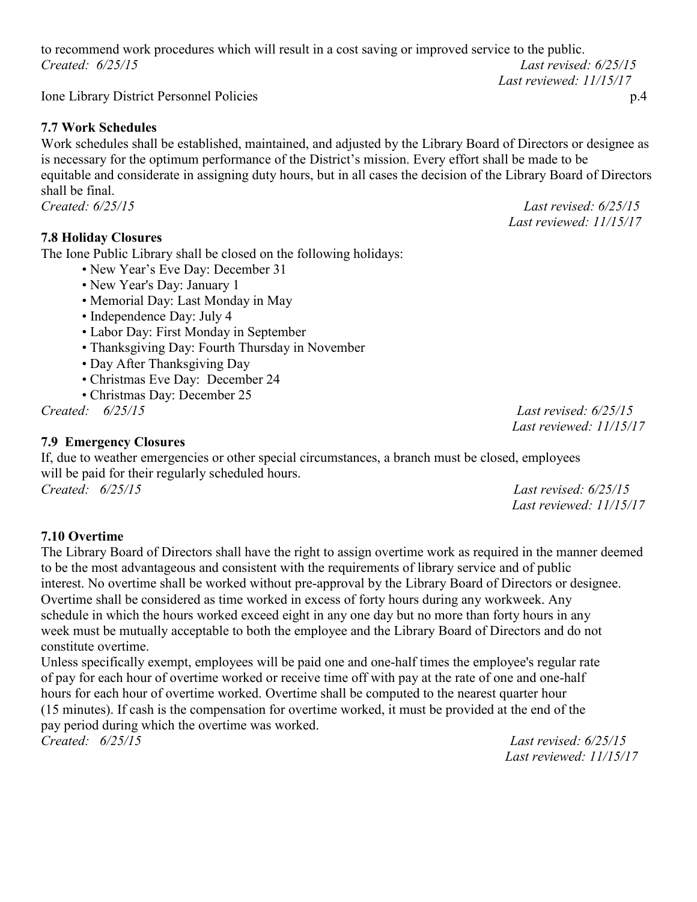to recommend work procedures which will result in a cost saving or improved service to the public.

*Created: 6/25/15* *Last revised: 6/25/15*
*Last reviewed: 11/15/17*

### 7.7 Work Schedules

Work schedules shall be established, maintained, and adjusted by the Library Board of Directors or designee as is necessary for the optimum performance of the District's mission. Every effort shall be made to be equitable and considerate in assigning duty hours, but in all cases the decision of the Library Board of Directors shall be final.

*Created: 6/25/15* *Last revised: 6/25/15*
*Last reviewed: 11/15/17*

### 7.8 Holiday Closures

The Ione Public Library shall be closed on the following holidays:

- New Year's Eve Day: December 31
- New Year's Day: January 1
- Memorial Day: Last Monday in May
- Independence Day: July 4
- Labor Day: First Monday in September
- Thanksgiving Day: Fourth Thursday in November
- Day After Thanksgiving Day
- Christmas Eve Day: December 24
- Christmas Day: December 25

*Created: 6/25/15* *Last revised: 6/25/15*
*Last reviewed: 11/15/17*

### 7.9 Emergency Closures

If, due to weather emergencies or other special circumstances, a branch must be closed, employees will be paid for their regularly scheduled hours.

*Created: 6/25/15* *Last revised: 6/25/15*
*Last reviewed: 11/15/17*

### 7.10 Overtime

The Library Board of Directors shall have the right to assign overtime work as required in the manner deemed to be the most advantageous and consistent with the requirements of library service and of public interest. No overtime shall be worked without pre-approval by the Library Board of Directors or designee. Overtime shall be considered as time worked in excess of forty hours during any workweek. Any schedule in which the hours worked exceed eight in any one day but no more than forty hours in any week must be mutually acceptable to both the employee and the Library Board of Directors and do not constitute overtime.

Unless specifically exempt, employees will be paid one and one-half times the employee's regular rate of pay for each hour of overtime worked or receive time off with pay at the rate of one and one-half hours for each hour of overtime worked. Overtime shall be computed to the nearest quarter hour (15 minutes). If cash is the compensation for overtime worked, it must be provided at the end of the pay period during which the overtime was worked.

*Created: 6/25/15* *Last revised: 6/25/15*
*Last reviewed: 11/15/17*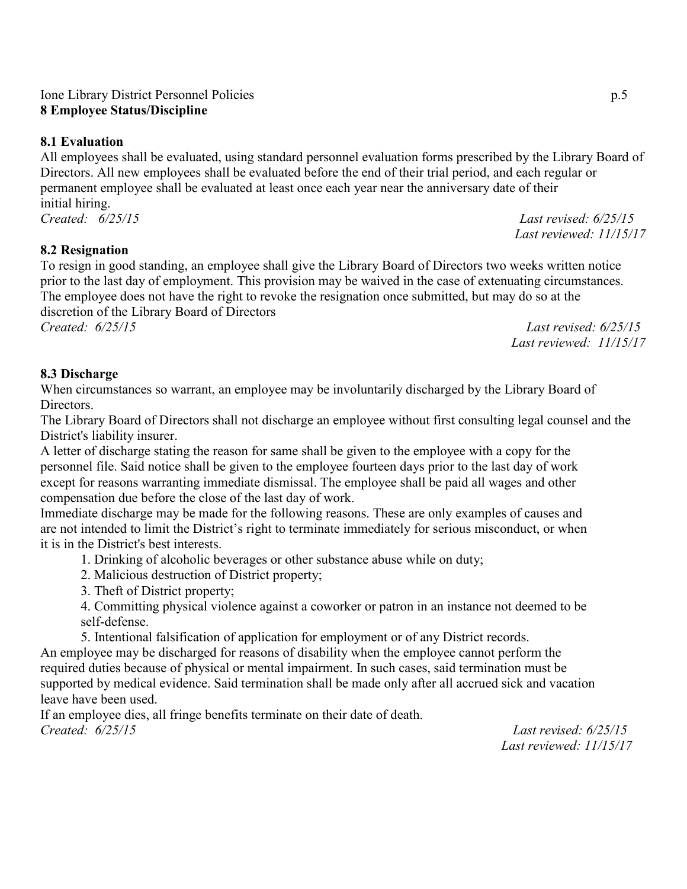## 8 Employee Status/Discipline

### 8.1 Evaluation

All employees shall be evaluated, using standard personnel evaluation forms prescribed by the Library Board of Directors. All new employees shall be evaluated before the end of their trial period, and each regular or permanent employee shall be evaluated at least once each year near the anniversary date of their initial hiring.

*Created: 6/25/15* *Last revised: 6/25/15*
*Last reviewed: 11/15/17*

### 8.2 Resignation

To resign in good standing, an employee shall give the Library Board of Directors two weeks written notice prior to the last day of employment. This provision may be waived in the case of extenuating circumstances. The employee does not have the right to revoke the resignation once submitted, but may do so at the discretion of the Library Board of Directors

*Created: 6/25/15* *Last revised: 6/25/15*
*Last reviewed: 11/15/17*

### 8.3 Discharge

When circumstances so warrant, an employee may be involuntarily discharged by the Library Board of Directors.

The Library Board of Directors shall not discharge an employee without first consulting legal counsel and the District's liability insurer.

A letter of discharge stating the reason for same shall be given to the employee with a copy for the personnel file. Said notice shall be given to the employee fourteen days prior to the last day of work except for reasons warranting immediate dismissal. The employee shall be paid all wages and other compensation due before the close of the last day of work.

Immediate discharge may be made for the following reasons. These are only examples of causes and are not intended to limit the District's right to terminate immediately for serious misconduct, or when it is in the District's best interests.

1. Drinking of alcoholic beverages or other substance abuse while on duty;
2. Malicious destruction of District property;
3. Theft of District property;
4. Committing physical violence against a coworker or patron in an instance not deemed to be self-defense.
5. Intentional falsification of application for employment or of any District records.

An employee may be discharged for reasons of disability when the employee cannot perform the required duties because of physical or mental impairment. In such cases, said termination must be supported by medical evidence. Said termination shall be made only after all accrued sick and vacation leave have been used.

If an employee dies, all fringe benefits terminate on their date of death.

*Created: 6/25/15* *Last revised: 6/25/15*
*Last reviewed: 11/15/17*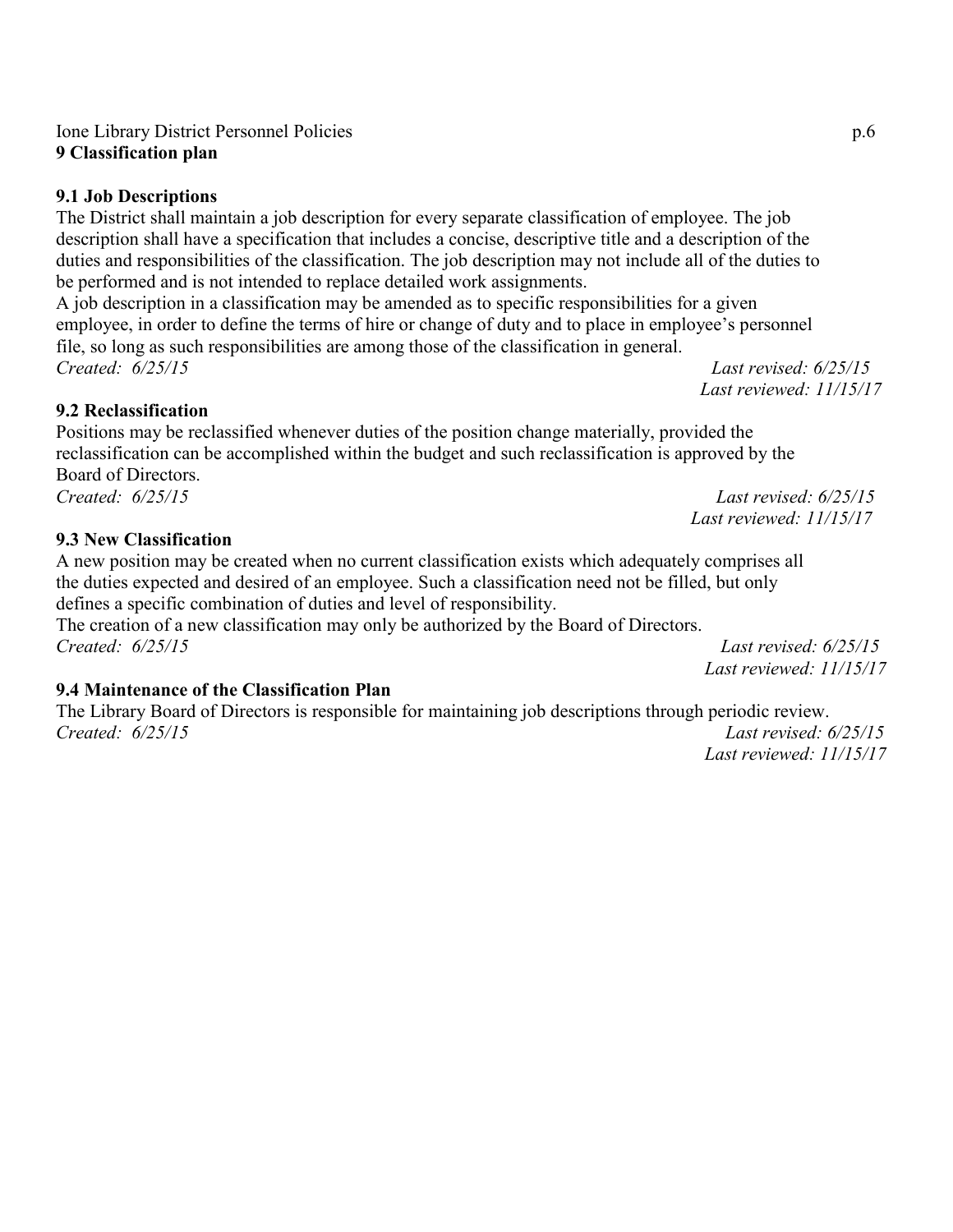## 9 Classification plan

### 9.1 Job Descriptions

The District shall maintain a job description for every separate classification of employee. The job description shall have a specification that includes a concise, descriptive title and a description of the duties and responsibilities of the classification. The job description may not include all of the duties to be performed and is not intended to replace detailed work assignments.

A job description in a classification may be amended as to specific responsibilities for a given employee, in order to define the terms of hire or change of duty and to place in employee's personnel file, so long as such responsibilities are among those of the classification in general.

*Created: 6/25/15* *Last revised: 6/25/15*
*Last reviewed: 11/15/17*

### 9.2 Reclassification

Positions may be reclassified whenever duties of the position change materially, provided the reclassification can be accomplished within the budget and such reclassification is approved by the Board of Directors.

*Created: 6/25/15* *Last revised: 6/25/15*
*Last reviewed: 11/15/17*

### 9.3 New Classification

A new position may be created when no current classification exists which adequately comprises all the duties expected and desired of an employee. Such a classification need not be filled, but only defines a specific combination of duties and level of responsibility.

The creation of a new classification may only be authorized by the Board of Directors.

*Created: 6/25/15* *Last revised: 6/25/15*
*Last reviewed: 11/15/17*

### 9.4 Maintenance of the Classification Plan

The Library Board of Directors is responsible for maintaining job descriptions through periodic review.

*Created: 6/25/15* *Last revised: 6/25/15*
*Last reviewed: 11/15/17*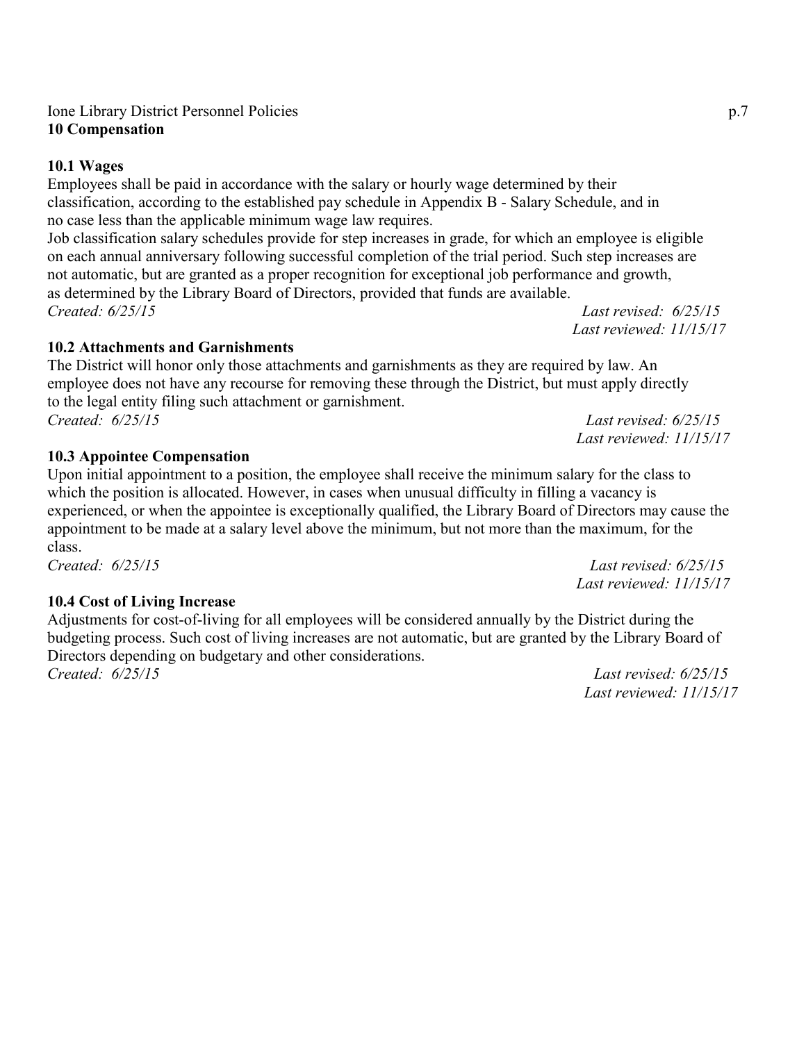## 10 Compensation

### 10.1 Wages

Employees shall be paid in accordance with the salary or hourly wage determined by their classification, according to the established pay schedule in Appendix B - Salary Schedule, and in no case less than the applicable minimum wage law requires.

Job classification salary schedules provide for step increases in grade, for which an employee is eligible on each annual anniversary following successful completion of the trial period. Such step increases are not automatic, but are granted as a proper recognition for exceptional job performance and growth, as determined by the Library Board of Directors, provided that funds are available.

*Created: 6/25/15* *Last revised: 6/25/15*
*Last reviewed: 11/15/17*

### 10.2 Attachments and Garnishments

The District will honor only those attachments and garnishments as they are required by law. An employee does not have any recourse for removing these through the District, but must apply directly to the legal entity filing such attachment or garnishment.

*Created: 6/25/15* *Last revised: 6/25/15*
*Last reviewed: 11/15/17*

### 10.3 Appointee Compensation

Upon initial appointment to a position, the employee shall receive the minimum salary for the class to which the position is allocated. However, in cases when unusual difficulty in filling a vacancy is experienced, or when the appointee is exceptionally qualified, the Library Board of Directors may cause the appointment to be made at a salary level above the minimum, but not more than the maximum, for the class.

*Created: 6/25/15* *Last revised: 6/25/15*
*Last reviewed: 11/15/17*

### 10.4 Cost of Living Increase

Adjustments for cost-of-living for all employees will be considered annually by the District during the budgeting process. Such cost of living increases are not automatic, but are granted by the Library Board of Directors depending on budgetary and other considerations.

*Created: 6/25/15* *Last revised: 6/25/15*
*Last reviewed: 11/15/17*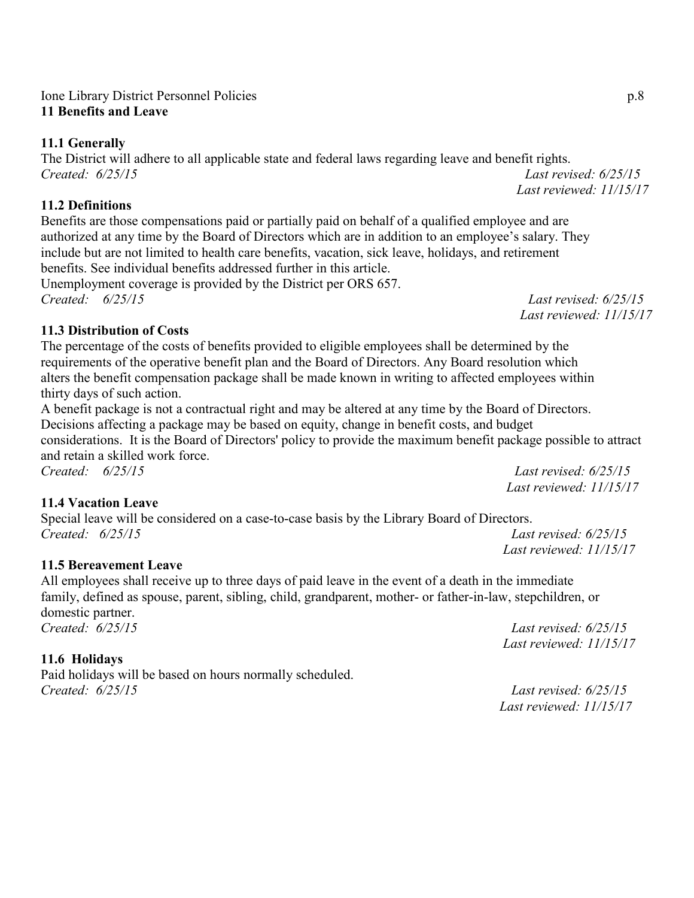## 11 Benefits and Leave

### 11.1 Generally

The District will adhere to all applicable state and federal laws regarding leave and benefit rights.

*Created: 6/25/15* *Last revised: 6/25/15*
*Last reviewed: 11/15/17*

### 11.2 Definitions

Benefits are those compensations paid or partially paid on behalf of a qualified employee and are authorized at any time by the Board of Directors which are in addition to an employee's salary. They include but are not limited to health care benefits, vacation, sick leave, holidays, and retirement benefits. See individual benefits addressed further in this article.

Unemployment coverage is provided by the District per ORS 657.

*Created: 6/25/15* *Last revised: 6/25/15*
*Last reviewed: 11/15/17*

### 11.3 Distribution of Costs

The percentage of the costs of benefits provided to eligible employees shall be determined by the requirements of the operative benefit plan and the Board of Directors. Any Board resolution which alters the benefit compensation package shall be made known in writing to affected employees within thirty days of such action.

A benefit package is not a contractual right and may be altered at any time by the Board of Directors. Decisions affecting a package may be based on equity, change in benefit costs, and budget considerations. It is the Board of Directors' policy to provide the maximum benefit package possible to attract and retain a skilled work force.

*Created: 6/25/15* *Last revised: 6/25/15*
*Last reviewed: 11/15/17*

### 11.4 Vacation Leave

Special leave will be considered on a case-to-case basis by the Library Board of Directors.

*Created: 6/25/15* *Last revised: 6/25/15*
*Last reviewed: 11/15/17*

### 11.5 Bereavement Leave

All employees shall receive up to three days of paid leave in the event of a death in the immediate family, defined as spouse, parent, sibling, child, grandparent, mother- or father-in-law, stepchildren, or domestic partner.

*Created: 6/25/15* *Last revised: 6/25/15*
*Last reviewed: 11/15/17*

### 11.6 Holidays

Paid holidays will be based on hours normally scheduled.

*Created: 6/25/15* *Last revised: 6/25/15*
*Last reviewed: 11/15/17*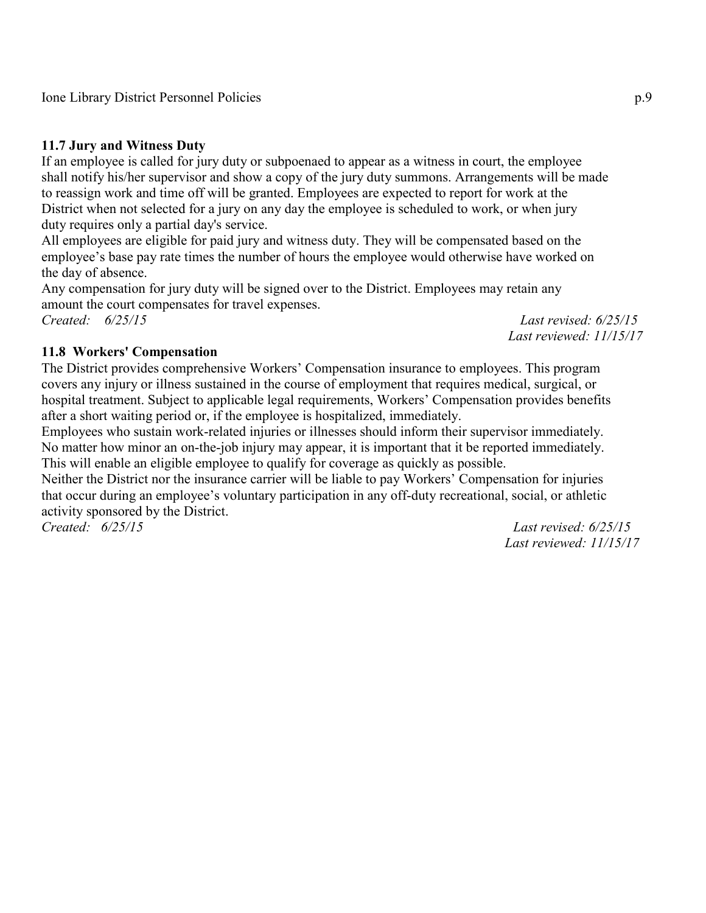### 11.7 Jury and Witness Duty

If an employee is called for jury duty or subpoenaed to appear as a witness in court, the employee shall notify his/her supervisor and show a copy of the jury duty summons. Arrangements will be made to reassign work and time off will be granted. Employees are expected to report for work at the District when not selected for a jury on any day the employee is scheduled to work, or when jury duty requires only a partial day's service.

All employees are eligible for paid jury and witness duty. They will be compensated based on the employee's base pay rate times the number of hours the employee would otherwise have worked on the day of absence.

Any compensation for jury duty will be signed over to the District. Employees may retain any amount the court compensates for travel expenses.

*Created: 6/25/15* *Last revised: 6/25/15*
*Last reviewed: 11/15/17*

### 11.8 Workers' Compensation

The District provides comprehensive Workers' Compensation insurance to employees. This program covers any injury or illness sustained in the course of employment that requires medical, surgical, or hospital treatment. Subject to applicable legal requirements, Workers' Compensation provides benefits after a short waiting period or, if the employee is hospitalized, immediately.

Employees who sustain work-related injuries or illnesses should inform their supervisor immediately. No matter how minor an on-the-job injury may appear, it is important that it be reported immediately. This will enable an eligible employee to qualify for coverage as quickly as possible.

Neither the District nor the insurance carrier will be liable to pay Workers' Compensation for injuries that occur during an employee's voluntary participation in any off-duty recreational, social, or athletic activity sponsored by the District.

*Created: 6/25/15* *Last revised: 6/25/15*
*Last reviewed: 11/15/17*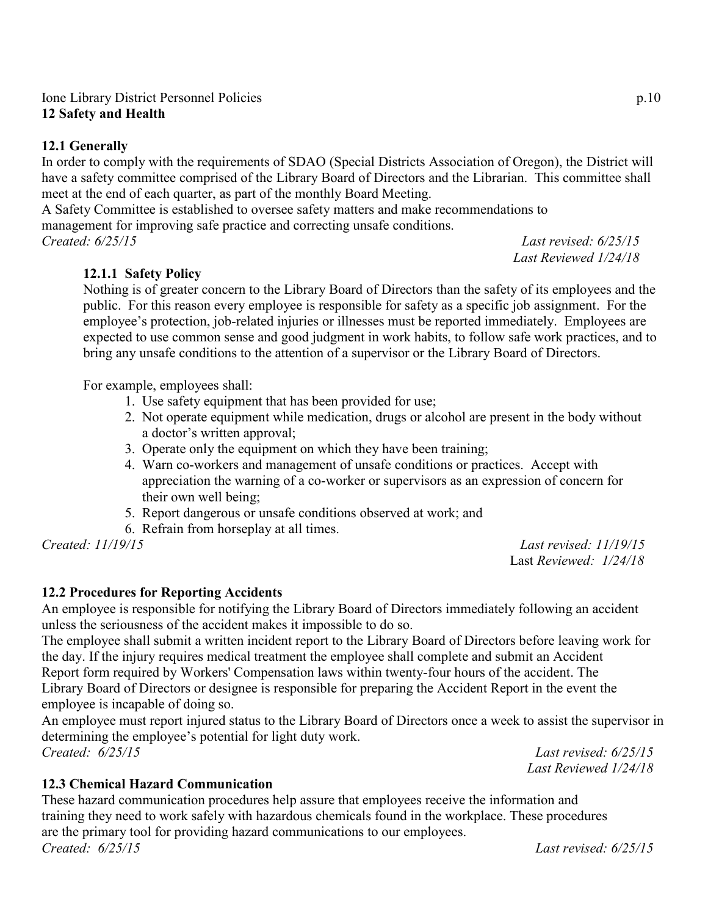## 12 Safety and Health

### 12.1 Generally

In order to comply with the requirements of SDAO (Special Districts Association of Oregon), the District will have a safety committee comprised of the Library Board of Directors and the Librarian. This committee shall meet at the end of each quarter, as part of the monthly Board Meeting.

A Safety Committee is established to oversee safety matters and make recommendations to management for improving safe practice and correcting unsafe conditions.

*Created: 6/25/15* *Last revised: 6/25/15*
*Last Reviewed 1/24/18*

#### 12.1.1 Safety Policy

Nothing is of greater concern to the Library Board of Directors than the safety of its employees and the public. For this reason every employee is responsible for safety as a specific job assignment. For the employee's protection, job-related injuries or illnesses must be reported immediately. Employees are expected to use common sense and good judgment in work habits, to follow safe work practices, and to bring any unsafe conditions to the attention of a supervisor or the Library Board of Directors.

For example, employees shall:

1. Use safety equipment that has been provided for use;
2. Not operate equipment while medication, drugs or alcohol are present in the body without a doctor's written approval;
3. Operate only the equipment on which they have been training;
4. Warn co-workers and management of unsafe conditions or practices. Accept with appreciation the warning of a co-worker or supervisors as an expression of concern for their own well being;
5. Report dangerous or unsafe conditions observed at work; and
6. Refrain from horseplay at all times.

*Created: 11/19/15* *Last revised: 11/19/15*
Last *Reviewed: 1/24/18*

### 12.2 Procedures for Reporting Accidents

An employee is responsible for notifying the Library Board of Directors immediately following an accident unless the seriousness of the accident makes it impossible to do so.

The employee shall submit a written incident report to the Library Board of Directors before leaving work for the day. If the injury requires medical treatment the employee shall complete and submit an Accident Report form required by Workers' Compensation laws within twenty-four hours of the accident. The Library Board of Directors or designee is responsible for preparing the Accident Report in the event the employee is incapable of doing so.

An employee must report injured status to the Library Board of Directors once a week to assist the supervisor in determining the employee's potential for light duty work.

*Created: 6/25/15* *Last revised: 6/25/15*
*Last Reviewed 1/24/18*

### 12.3 Chemical Hazard Communication

These hazard communication procedures help assure that employees receive the information and training they need to work safely with hazardous chemicals found in the workplace. These procedures are the primary tool for providing hazard communications to our employees.

*Created: 6/25/15* *Last revised: 6/25/15*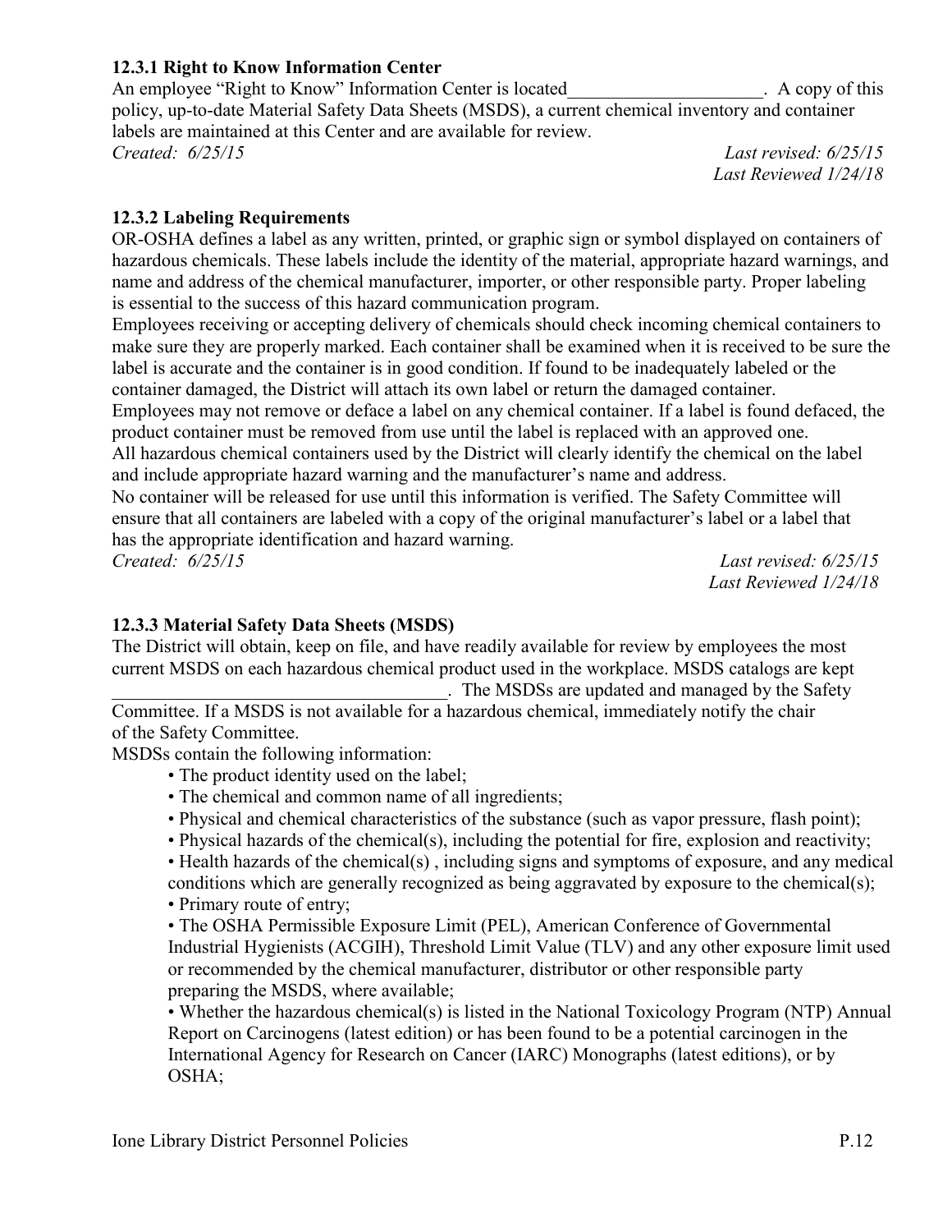### 12.3.1 Right to Know Information Center

An employee "Right to Know" Information Center is located_____________________. A copy of this policy, up-to-date Material Safety Data Sheets (MSDS), a current chemical inventory and container labels are maintained at this Center and are available for review.

*Created: 6/25/15* *Last revised: 6/25/15*
*Last Reviewed 1/24/18*

### 12.3.2 Labeling Requirements

OR-OSHA defines a label as any written, printed, or graphic sign or symbol displayed on containers of hazardous chemicals. These labels include the identity of the material, appropriate hazard warnings, and name and address of the chemical manufacturer, importer, or other responsible party. Proper labeling is essential to the success of this hazard communication program.

Employees receiving or accepting delivery of chemicals should check incoming chemical containers to make sure they are properly marked. Each container shall be examined when it is received to be sure the label is accurate and the container is in good condition. If found to be inadequately labeled or the container damaged, the District will attach its own label or return the damaged container.

Employees may not remove or deface a label on any chemical container. If a label is found defaced, the product container must be removed from use until the label is replaced with an approved one.

All hazardous chemical containers used by the District will clearly identify the chemical on the label and include appropriate hazard warning and the manufacturer's name and address.

No container will be released for use until this information is verified. The Safety Committee will ensure that all containers are labeled with a copy of the original manufacturer's label or a label that has the appropriate identification and hazard warning.

*Created: 6/25/15* *Last revised: 6/25/15*
*Last Reviewed 1/24/18*

### 12.3.3 Material Safety Data Sheets (MSDS)

The District will obtain, keep on file, and have readily available for review by employees the most current MSDS on each hazardous chemical product used in the workplace. MSDS catalogs are kept ____________________________________. The MSDSs are updated and managed by the Safety Committee. If a MSDS is not available for a hazardous chemical, immediately notify the chair of the Safety Committee.

MSDSs contain the following information:

- The product identity used on the label;
- The chemical and common name of all ingredients;
- Physical and chemical characteristics of the substance (such as vapor pressure, flash point);
- Physical hazards of the chemical(s), including the potential for fire, explosion and reactivity;
- Health hazards of the chemical(s) , including signs and symptoms of exposure, and any medical conditions which are generally recognized as being aggravated by exposure to the chemical(s);
- Primary route of entry;
- The OSHA Permissible Exposure Limit (PEL), American Conference of Governmental Industrial Hygienists (ACGIH), Threshold Limit Value (TLV) and any other exposure limit used or recommended by the chemical manufacturer, distributor or other responsible party preparing the MSDS, where available;
- Whether the hazardous chemical(s) is listed in the National Toxicology Program (NTP) Annual Report on Carcinogens (latest edition) or has been found to be a potential carcinogen in the International Agency for Research on Cancer (IARC) Monographs (latest editions), or by OSHA;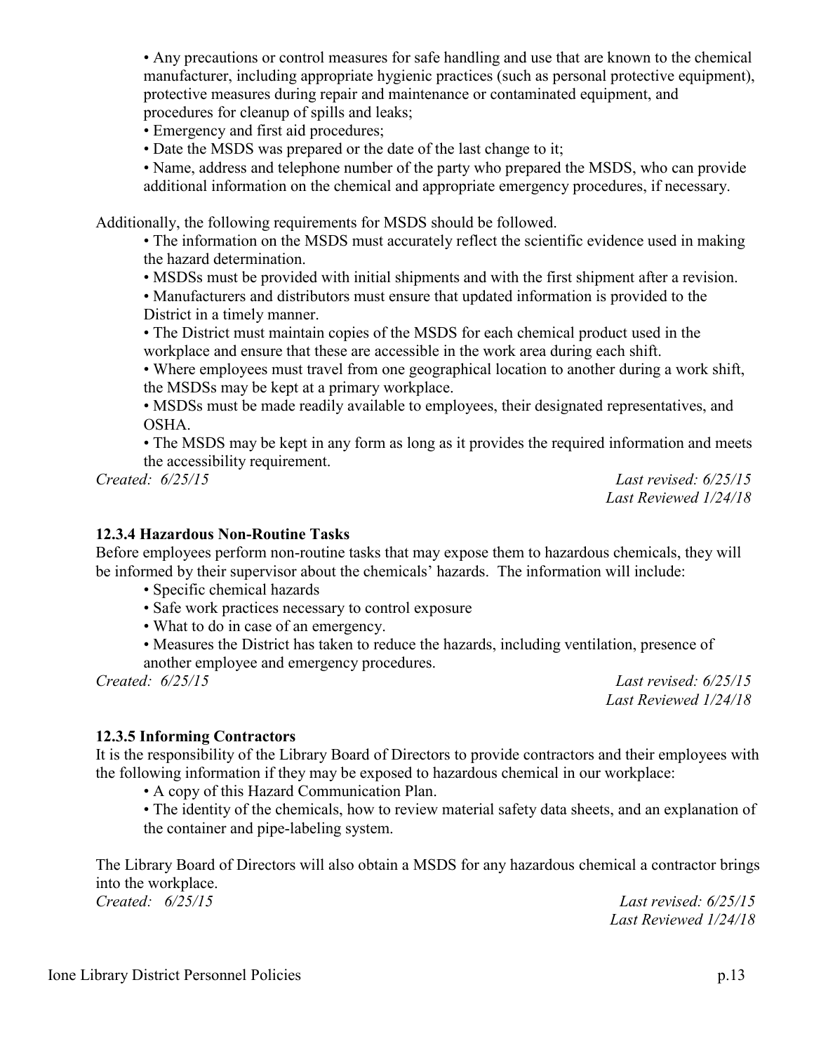- Any precautions or control measures for safe handling and use that are known to the chemical manufacturer, including appropriate hygienic practices (such as personal protective equipment), protective measures during repair and maintenance or contaminated equipment, and procedures for cleanup of spills and leaks;
- Emergency and first aid procedures;
- Date the MSDS was prepared or the date of the last change to it;
- Name, address and telephone number of the party who prepared the MSDS, who can provide additional information on the chemical and appropriate emergency procedures, if necessary.

Additionally, the following requirements for MSDS should be followed.

- The information on the MSDS must accurately reflect the scientific evidence used in making the hazard determination.
- MSDSs must be provided with initial shipments and with the first shipment after a revision.
- Manufacturers and distributors must ensure that updated information is provided to the District in a timely manner.
- The District must maintain copies of the MSDS for each chemical product used in the workplace and ensure that these are accessible in the work area during each shift.
- Where employees must travel from one geographical location to another during a work shift, the MSDSs may be kept at a primary workplace.
- MSDSs must be made readily available to employees, their designated representatives, and OSHA.
- The MSDS may be kept in any form as long as it provides the required information and meets the accessibility requirement.

*Created: 6/25/15* *Last revised: 6/25/15*
*Last Reviewed 1/24/18*

**12.3.4 Hazardous Non-Routine Tasks**

Before employees perform non-routine tasks that may expose them to hazardous chemicals, they will be informed by their supervisor about the chemicals' hazards. The information will include:

- Specific chemical hazards
- Safe work practices necessary to control exposure
- What to do in case of an emergency.
- Measures the District has taken to reduce the hazards, including ventilation, presence of another employee and emergency procedures.

*Created: 6/25/15* *Last revised: 6/25/15*
*Last Reviewed 1/24/18*

**12.3.5 Informing Contractors**

It is the responsibility of the Library Board of Directors to provide contractors and their employees with the following information if they may be exposed to hazardous chemical in our workplace:

- A copy of this Hazard Communication Plan.
- The identity of the chemicals, how to review material safety data sheets, and an explanation of the container and pipe-labeling system.

The Library Board of Directors will also obtain a MSDS for any hazardous chemical a contractor brings into the workplace.

*Created: 6/25/15* *Last revised: 6/25/15*
*Last Reviewed 1/24/18*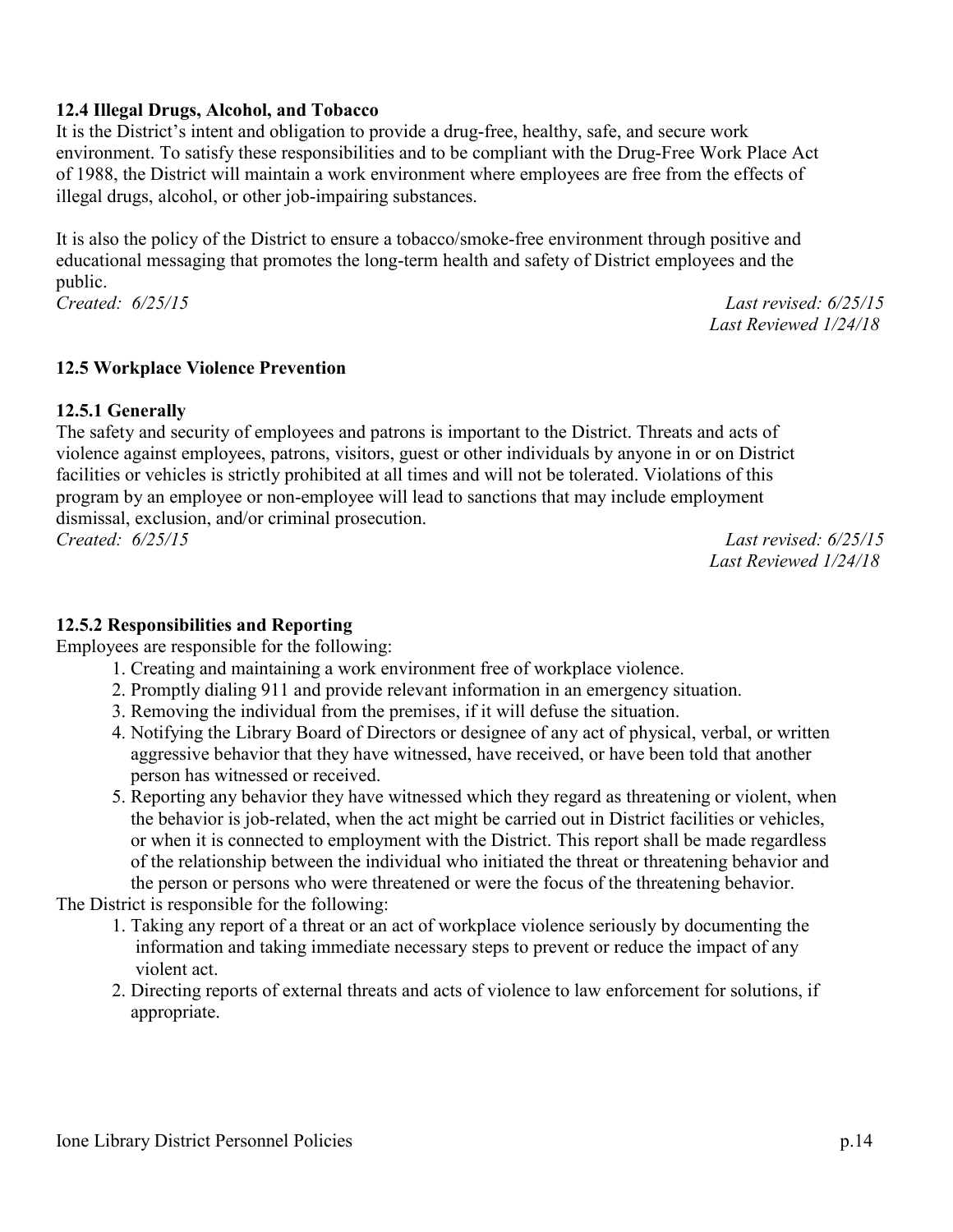### 12.4 Illegal Drugs, Alcohol, and Tobacco

It is the District's intent and obligation to provide a drug-free, healthy, safe, and secure work environment. To satisfy these responsibilities and to be compliant with the Drug-Free Work Place Act of 1988, the District will maintain a work environment where employees are free from the effects of illegal drugs, alcohol, or other job-impairing substances.

It is also the policy of the District to ensure a tobacco/smoke-free environment through positive and educational messaging that promotes the long-term health and safety of District employees and the public.

*Created: 6/25/15* *Last revised: 6/25/15*
*Last Reviewed 1/24/18*

### 12.5 Workplace Violence Prevention

#### 12.5.1 Generally

The safety and security of employees and patrons is important to the District. Threats and acts of violence against employees, patrons, visitors, guest or other individuals by anyone in or on District facilities or vehicles is strictly prohibited at all times and will not be tolerated. Violations of this program by an employee or non-employee will lead to sanctions that may include employment dismissal, exclusion, and/or criminal prosecution.

*Created: 6/25/15* *Last revised: 6/25/15*
*Last Reviewed 1/24/18*

#### 12.5.2 Responsibilities and Reporting

Employees are responsible for the following:

1. Creating and maintaining a work environment free of workplace violence.
2. Promptly dialing 911 and provide relevant information in an emergency situation.
3. Removing the individual from the premises, if it will defuse the situation.
4. Notifying the Library Board of Directors or designee of any act of physical, verbal, or written aggressive behavior that they have witnessed, have received, or have been told that another person has witnessed or received.
5. Reporting any behavior they have witnessed which they regard as threatening or violent, when the behavior is job-related, when the act might be carried out in District facilities or vehicles, or when it is connected to employment with the District. This report shall be made regardless of the relationship between the individual who initiated the threat or threatening behavior and the person or persons who were threatened or were the focus of the threatening behavior.

The District is responsible for the following:

1. Taking any report of a threat or an act of workplace violence seriously by documenting the information and taking immediate necessary steps to prevent or reduce the impact of any violent act.
2. Directing reports of external threats and acts of violence to law enforcement for solutions, if appropriate.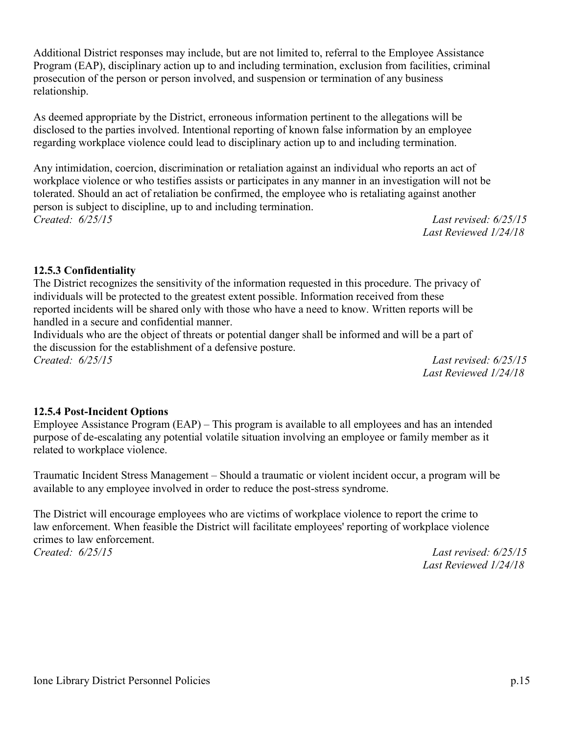Additional District responses may include, but are not limited to, referral to the Employee Assistance Program (EAP), disciplinary action up to and including termination, exclusion from facilities, criminal prosecution of the person or person involved, and suspension or termination of any business relationship.

As deemed appropriate by the District, erroneous information pertinent to the allegations will be disclosed to the parties involved. Intentional reporting of known false information by an employee regarding workplace violence could lead to disciplinary action up to and including termination.

Any intimidation, coercion, discrimination or retaliation against an individual who reports an act of workplace violence or who testifies assists or participates in any manner in an investigation will not be tolerated. Should an act of retaliation be confirmed, the employee who is retaliating against another person is subject to discipline, up to and including termination.

*Created: 6/25/15* *Last revised: 6/25/15*
*Last Reviewed 1/24/18*

**12.5.3 Confidentiality**

The District recognizes the sensitivity of the information requested in this procedure. The privacy of individuals will be protected to the greatest extent possible. Information received from these reported incidents will be shared only with those who have a need to know. Written reports will be handled in a secure and confidential manner.

Individuals who are the object of threats or potential danger shall be informed and will be a part of the discussion for the establishment of a defensive posture.

*Created: 6/25/15* *Last revised: 6/25/15*
*Last Reviewed 1/24/18*

**12.5.4 Post-Incident Options**

Employee Assistance Program (EAP) – This program is available to all employees and has an intended purpose of de-escalating any potential volatile situation involving an employee or family member as it related to workplace violence.

Traumatic Incident Stress Management – Should a traumatic or violent incident occur, a program will be available to any employee involved in order to reduce the post-stress syndrome.

The District will encourage employees who are victims of workplace violence to report the crime to law enforcement. When feasible the District will facilitate employees' reporting of workplace violence crimes to law enforcement.

*Created: 6/25/15* *Last revised: 6/25/15*
*Last Reviewed 1/24/18*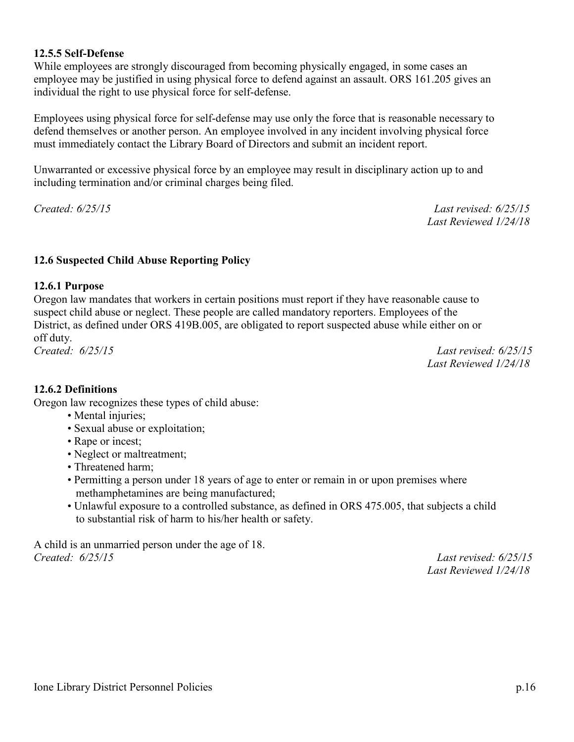### 12.5.5 Self-Defense

While employees are strongly discouraged from becoming physically engaged, in some cases an employee may be justified in using physical force to defend against an assault. ORS 161.205 gives an individual the right to use physical force for self-defense.

Employees using physical force for self-defense may use only the force that is reasonable necessary to defend themselves or another person. An employee involved in any incident involving physical force must immediately contact the Library Board of Directors and submit an incident report.

Unwarranted or excessive physical force by an employee may result in disciplinary action up to and including termination and/or criminal charges being filed.

*Created: 6/25/15* *Last revised: 6/25/15*
*Last Reviewed 1/24/18*

## 12.6 Suspected Child Abuse Reporting Policy

### 12.6.1 Purpose

Oregon law mandates that workers in certain positions must report if they have reasonable cause to suspect child abuse or neglect. These people are called mandatory reporters. Employees of the District, as defined under ORS 419B.005, are obligated to report suspected abuse while either on or off duty.

*Created: 6/25/15* *Last revised: 6/25/15*
*Last Reviewed 1/24/18*

### 12.6.2 Definitions

Oregon law recognizes these types of child abuse:

- Mental injuries;
- Sexual abuse or exploitation;
- Rape or incest;
- Neglect or maltreatment;
- Threatened harm;
- Permitting a person under 18 years of age to enter or remain in or upon premises where methamphetamines are being manufactured;
- Unlawful exposure to a controlled substance, as defined in ORS 475.005, that subjects a child to substantial risk of harm to his/her health or safety.

A child is an unmarried person under the age of 18.

*Created: 6/25/15* *Last revised: 6/25/15*
*Last Reviewed 1/24/18*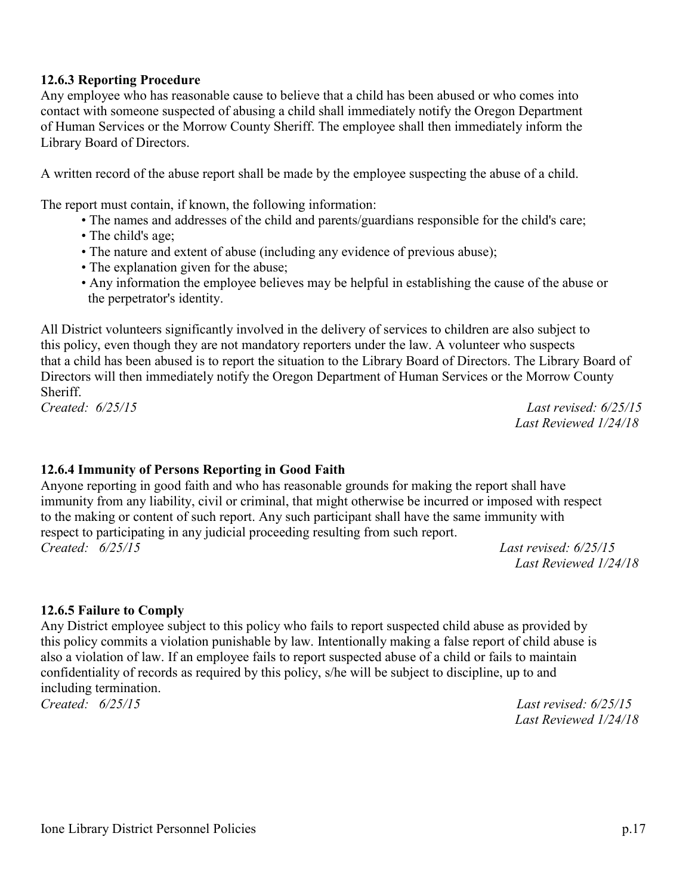### 12.6.3 Reporting Procedure

Any employee who has reasonable cause to believe that a child has been abused or who comes into contact with someone suspected of abusing a child shall immediately notify the Oregon Department of Human Services or the Morrow County Sheriff. The employee shall then immediately inform the Library Board of Directors.

A written record of the abuse report shall be made by the employee suspecting the abuse of a child.

The report must contain, if known, the following information:

- The names and addresses of the child and parents/guardians responsible for the child's care;
- The child's age;
- The nature and extent of abuse (including any evidence of previous abuse);
- The explanation given for the abuse;
- Any information the employee believes may be helpful in establishing the cause of the abuse or the perpetrator's identity.

All District volunteers significantly involved in the delivery of services to children are also subject to this policy, even though they are not mandatory reporters under the law. A volunteer who suspects that a child has been abused is to report the situation to the Library Board of Directors. The Library Board of Directors will then immediately notify the Oregon Department of Human Services or the Morrow County Sheriff.

*Created: 6/25/15* *Last revised: 6/25/15*
*Last Reviewed 1/24/18*

### 12.6.4 Immunity of Persons Reporting in Good Faith

Anyone reporting in good faith and who has reasonable grounds for making the report shall have immunity from any liability, civil or criminal, that might otherwise be incurred or imposed with respect to the making or content of such report. Any such participant shall have the same immunity with respect to participating in any judicial proceeding resulting from such report.

*Created: 6/25/15* *Last revised: 6/25/15*
*Last Reviewed 1/24/18*

### 12.6.5 Failure to Comply

Any District employee subject to this policy who fails to report suspected child abuse as provided by this policy commits a violation punishable by law. Intentionally making a false report of child abuse is also a violation of law. If an employee fails to report suspected abuse of a child or fails to maintain confidentiality of records as required by this policy, s/he will be subject to discipline, up to and including termination.

*Created: 6/25/15* *Last revised: 6/25/15*
*Last Reviewed 1/24/18*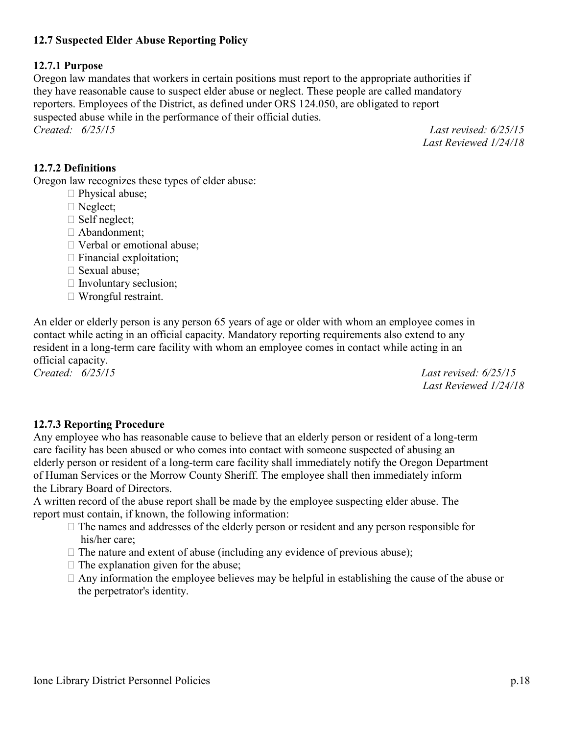### 12.7 Suspected Elder Abuse Reporting Policy

#### 12.7.1 Purpose

Oregon law mandates that workers in certain positions must report to the appropriate authorities if they have reasonable cause to suspect elder abuse or neglect. These people are called mandatory reporters. Employees of the District, as defined under ORS 124.050, are obligated to report suspected abuse while in the performance of their official duties.

*Created: 6/25/15* *Last revised: 6/25/15*
*Last Reviewed 1/24/18*

#### 12.7.2 Definitions

Oregon law recognizes these types of elder abuse:

- Physical abuse;
- Neglect;
- Self neglect;
- Abandonment;
- Verbal or emotional abuse;
- Financial exploitation;
- Sexual abuse;
- Involuntary seclusion;
- Wrongful restraint.

An elder or elderly person is any person 65 years of age or older with whom an employee comes in contact while acting in an official capacity. Mandatory reporting requirements also extend to any resident in a long-term care facility with whom an employee comes in contact while acting in an official capacity.

*Created: 6/25/15* *Last revised: 6/25/15*
*Last Reviewed 1/24/18*

#### 12.7.3 Reporting Procedure

Any employee who has reasonable cause to believe that an elderly person or resident of a long-term care facility has been abused or who comes into contact with someone suspected of abusing an elderly person or resident of a long-term care facility shall immediately notify the Oregon Department of Human Services or the Morrow County Sheriff. The employee shall then immediately inform the Library Board of Directors.

A written record of the abuse report shall be made by the employee suspecting elder abuse. The report must contain, if known, the following information:

- The names and addresses of the elderly person or resident and any person responsible for his/her care;
- The nature and extent of abuse (including any evidence of previous abuse);
- The explanation given for the abuse;
- Any information the employee believes may be helpful in establishing the cause of the abuse or the perpetrator's identity.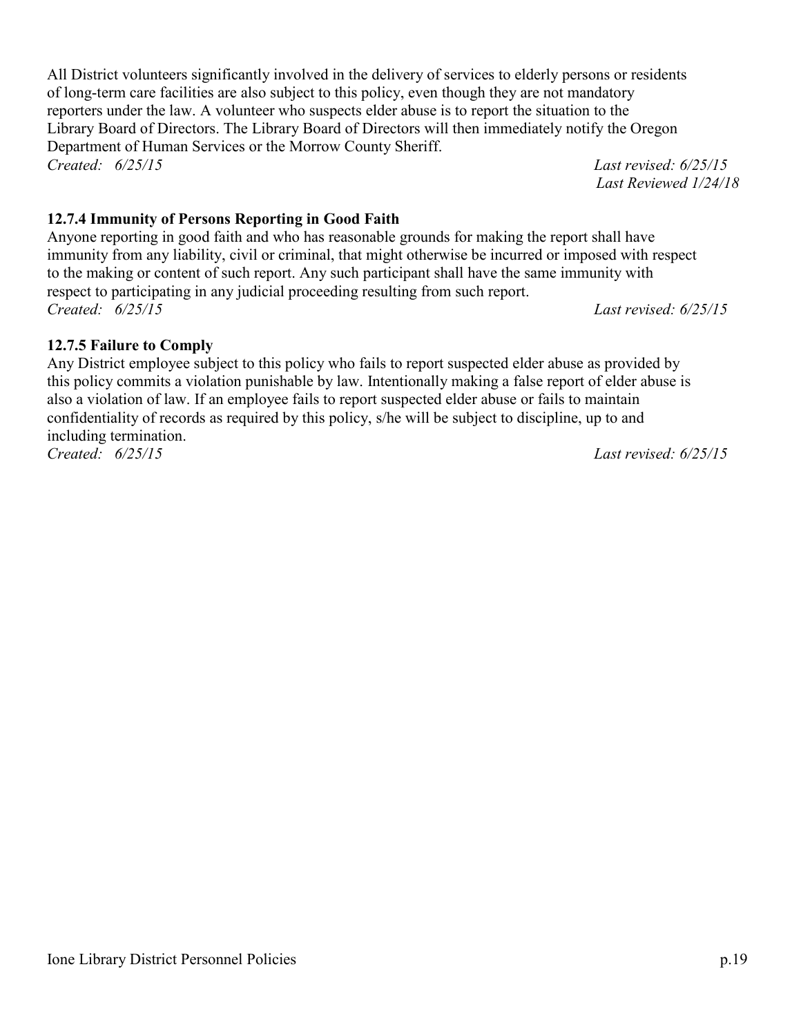All District volunteers significantly involved in the delivery of services to elderly persons or residents of long-term care facilities are also subject to this policy, even though they are not mandatory reporters under the law. A volunteer who suspects elder abuse is to report the situation to the Library Board of Directors. The Library Board of Directors will then immediately notify the Oregon Department of Human Services or the Morrow County Sheriff.

*Created: 6/25/15* *Last revised: 6/25/15*
*Last Reviewed 1/24/18*

### 12.7.4 Immunity of Persons Reporting in Good Faith

Anyone reporting in good faith and who has reasonable grounds for making the report shall have immunity from any liability, civil or criminal, that might otherwise be incurred or imposed with respect to the making or content of such report. Any such participant shall have the same immunity with respect to participating in any judicial proceeding resulting from such report.

*Created: 6/25/15* *Last revised: 6/25/15*

### 12.7.5 Failure to Comply

Any District employee subject to this policy who fails to report suspected elder abuse as provided by this policy commits a violation punishable by law. Intentionally making a false report of elder abuse is also a violation of law. If an employee fails to report suspected elder abuse or fails to maintain confidentiality of records as required by this policy, s/he will be subject to discipline, up to and including termination.

*Created: 6/25/15* *Last revised: 6/25/15*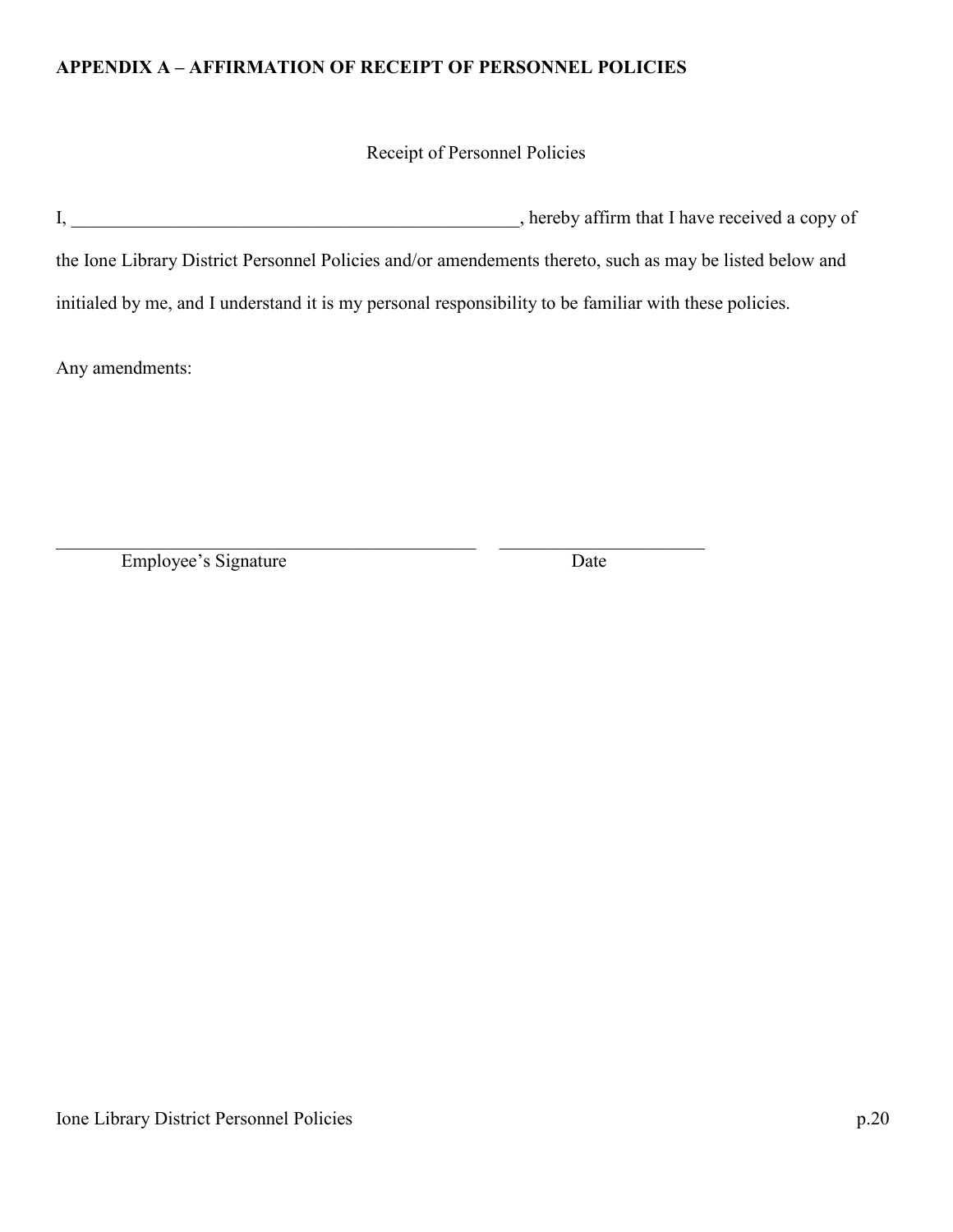**APPENDIX A – AFFIRMATION OF RECEIPT OF PERSONNEL POLICIES**

Receipt of Personnel Policies

I, __________________________________________________, hereby affirm that I have received a copy of the Ione Library District Personnel Policies and/or amendements thereto, such as may be listed below and initialed by me, and I understand it is my personal responsibility to be familiar with these policies.

Any amendments:

_______________________________________________ ______________________

Employee's Signature Date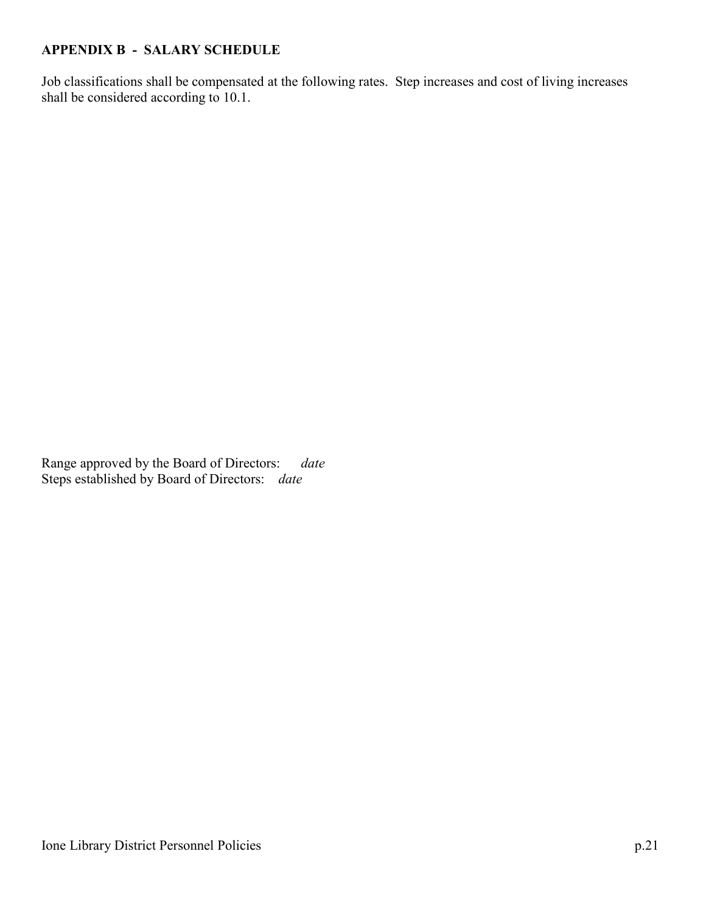**APPENDIX B - SALARY SCHEDULE**

Job classifications shall be compensated at the following rates. Step increases and cost of living increases shall be considered according to 10.1.

Range approved by the Board of Directors: *date*
Steps established by Board of Directors: *date*